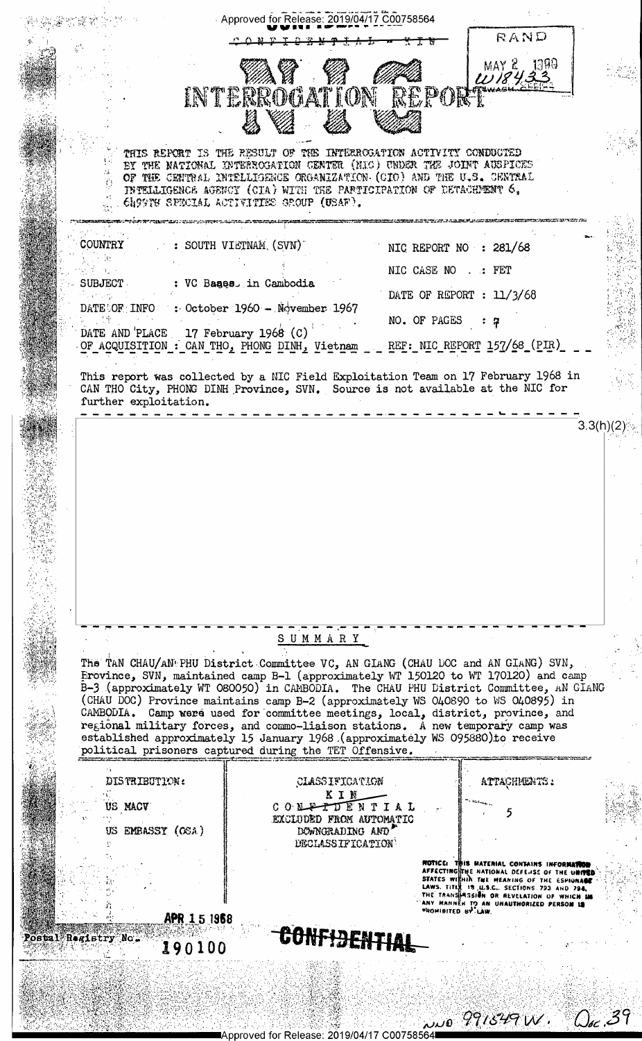Approved for Release: 2019/04/17 C00758564

~~CONFIDENTIAL~~ – KIN

RAND
MAY 2 1969
W18433
WASH. OFFICE

# NIC INTERROGATION REPORT

THIS REPORT IS THE RESULT OF THE INTERROGATION ACTIVITY CONDUCTED BY THE NATIONAL INTERROGATION CENTER (NIC) UNDER THE JOINT AUSPICES OF THE CENTRAL INTELLIGENCE ORGANIZATION (CIO) AND THE U.S. CENTRAL INTELLIGENCE AGENCY (CIA) WITH THE PARTICIPATION OF DETACHMENT 6, 6499TH SPECIAL ACTIVITIES GROUP (USAF).

| | | | |
|---|---|---|---|
| COUNTRY | : SOUTH VIETNAM (SVN) | NIC REPORT NO | : 281/68 |
| | | NIC CASE NO | : FET |
| SUBJECT | : VC Bases in Cambodia | DATE OF REPORT | : 11/3/68 |
| DATE OF INFO | : October 1960 – November 1967 | NO. OF PAGES | : 7 |
| DATE AND PLACE OF ACQUISITION | : 17 February 1968 (C) CAN THO, PHONG DINH, Vietnam | REF: | NIC REPORT 157/68 (PIR) |

This report was collected by a NIC Field Exploitation Team on 17 February 1968 in CAN THO City, PHONG DINH Province, SVN. Source is not available at the NIC for further exploitation.

3.3(h)(2)

## SUMMARY

The TAN CHAU/AN PHU District Committee VC, AN GIANG (CHAU DOC and AN GIANG) SVN, Province, SVN, maintained camp B-1 (approximately WT 150120 to WT 170120) and camp B-3 (approximately WT 080050) in CAMBODIA. The CHAU PHU District Committee, AN GIANG (CHAU DOC) Province maintains camp B-2 (approximately WS 040890 to WS 040895) in CAMBODIA. Camp were used for committee meetings, local, district, province, and regional military forces, and commo-liaison stations. A new temporary camp was established approximately 15 January 1968 (approximately WS 095880) to receive political prisoners captured during the TET Offensive.

| DISTRIBUTION: | CLASSIFICATION | ATTACHMENTS: |
|---|---|---|
| US MACV | KIN | 5 |
| US EMBASSY (OSA) | ~~CONFIDENTIAL~~ EXCLUDED FROM AUTOMATIC DOWNGRADING AND DECLASSIFICATION | |

NOTICE: THIS MATERIAL CONTAINS INFORMATION AFFECTING THE NATIONAL DEFENSE OF THE UNITED STATES WITHIN THE MEANING OF THE ESPIONAGE LAWS, TITLE 18 U.S.C., SECTIONS 793 AND 794, THE TRANSMISSION OR REVELATION OF WHICH IN ANY MANNER TO AN UNAUTHORIZED PERSON IS PROHIBITED BY LAW.

APR 15 1968

Postal Registry No. 190100

CONFIDENTIAL

NND 991649 W. Doc. 39

Approved for Release: 2019/04/17 C00758564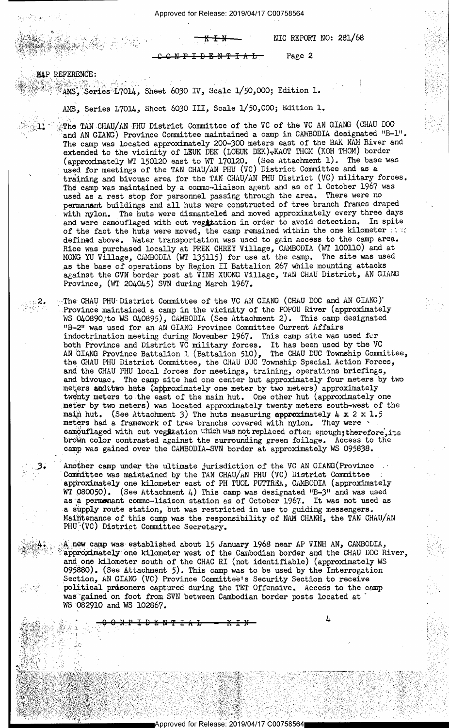**MAP REFERENCE:**

AMS, Series L7014, Sheet 6030 IV, Scale 1/50,000; Edition 1.

AMS, Series L7014, Sheet 6030 III, Scale 1/50,000; Edition 1.

1. The TAN CHAU/AN PHU District Committee of the VC of the VC AN GIANG (CHAU DOC and AN GIANG) Province Committee maintained a camp in CAMBODIA designated "B-1". The camp was located approximately 200-300 meters east of the BAK NAM River and extended to the vicinity of LEUK DEK (LOEUK DEK)-KAOT THOM (KOH THOM) border (approximately WT 150120 east to WT 170120. (See Attachment 1). The base was used for meetings of the TAN CHAU/AN PHU (VC) District Committee and as a training and bivouac area for the TAN CHAU/AN PHU District (VC) military forces. The camp was maintained by a commo-liaison agent and as of 1 October 1967 was used as a rest stop for personnel passing through the area. There were no permanent buildings and all huts were constructed of tree branch frames draped with nylon. The huts were dismanteled and moved approximately every three days and were camouflaged with cut vegetation in order to avoid detection. In spite of the fact the huts were moved, the camp remained within the one kilometer ... defined above. Water transportation was used to gain access to the camp area. Rice was purchased locally at PREK CHREY Village, CAMBODIA (WT 100110) and at MONG YU Village, CAMBODIA (WT 135115) for use at the camp. The site was used as the base of operations by Region II Battalion 267 while mounting attacks against the GVN border post at VINH XUONG Village, TAN CHAU District, AN GIANG Province, (WT 204045) SVN during March 1967.

2. The CHAU PHU District Committee of the VC AN GIANG (CHAU DOC and AN GIANG) Province maintained a camp in the vicinity of the POPOU River (approximately WS 040890 to WS 040895), CAMBODIA (See Attachment 2). This camp designated "B-2" was used for an AN GIANG Province Committee Current Affairs indoctrination meeting during November 1967. This camp site was used for both Province and District VC military forces. It has been used by the VC AN GIANG Province Battalion 1 (Battalion 510), The CHAU DUC Township Committee, the CHAU PHU District Committee, the CHAU DUC Township Special Action Forces, and the CHAU PHU local forces for meetings, training, operations briefings, and bivouac. The camp site had one center hut approximately four meters by two meters and two huts (approximately one meter by two meters) approximately twenty meters to the east of the main hut. One other hut (approximately one meter by two meters) was located approximately twenty meters south-west of the main hut. (See Attachment 3) The huts measuring approximately 4 x 2 x 1.5 meters had a framework of tree branchs covered with nylon. They were camouflaged with cut vegetation which was not replaced often enough; therefore, its brown color contrasted against the surrounding green foilage. Access to the camp was gained over the CAMBODIA-SVN border at approximately WS 095838.

3. Another camp under the ultimate jurisdiction of the VC AN GIANG (Province Committee was maintained by the TAN CHAU/AN PHU (VC) District Committee approximately one kilometer east of PH TUOL PUTTREA, CAMBODIA (approximately WT 080050). (See Attachment 4) This camp was designated "B-3" and was used as a permanent commo-liaison station as of October 1967. It was not used as a supply route station, but was restricted in use to guiding messengers. Maintenance of this camp was the responsibility of NAM CHANH, the TAN CHAU/AN PHU (VC) District Committee Secretary.

4. A new camp was established about 15 January 1968 near AP VINH AN, CAMBODIA, approximately one kilometer west of the Cambodian border and the CHAU DOC River, and one kilometer south of the CHAC RI (not identifiable) (approximately WS 095880). (See Attachment 5). This camp was to be used by the Interrogation Section, AN GIANG (VC) Province Committee's Security Section to receive political prisoners captured during the TET Offensive. Access to the camp was gained on foot from SVN between Cambodian border posts located at WS 082910 and WS 102867.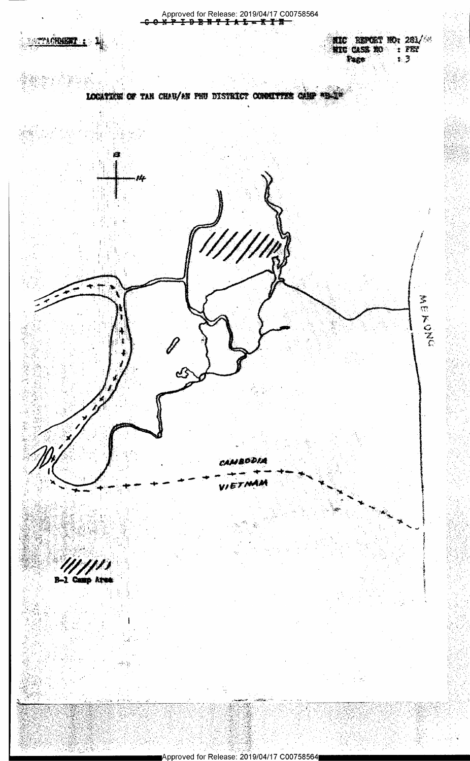ATTACHMENT : 1

NIC REPORT NO: 281/
NIC CASE NO : FEY

LOCATION OF TAN CHAU/AN PHU DISTRICT COMMITTEE CAMP "B-1"

13

14

MEKONG

CAMBODIA

VIETNAM

B-1 Camp Area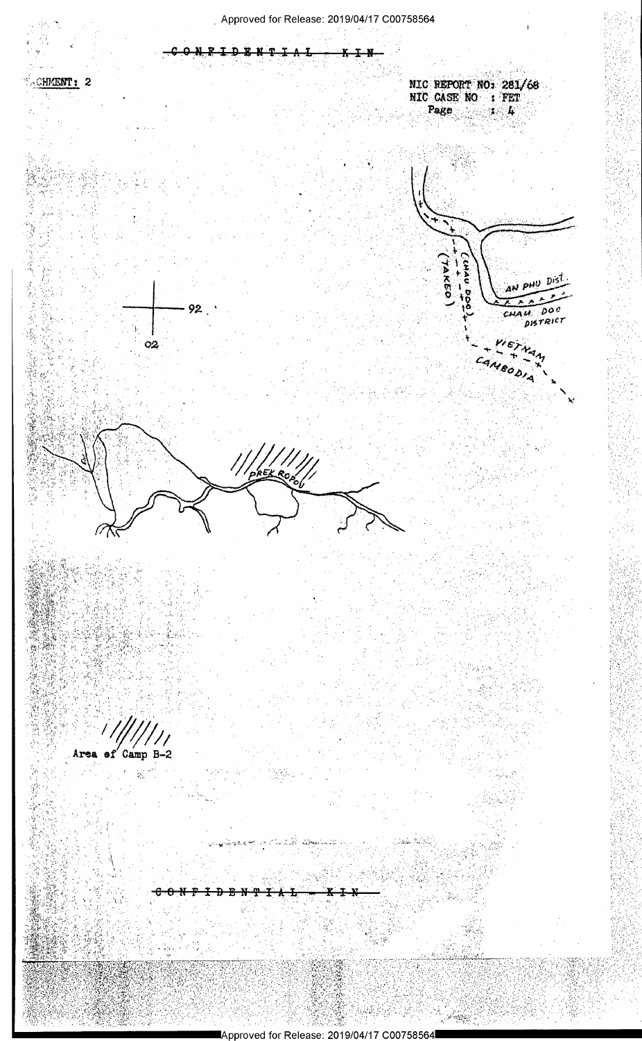CONFIDENTIAL - KIN

ATTACHMENT: 2

NIC REPORT NO: 281/68
NIC CASE NO : FET
Page : 4

92

02

(TAKEO)

(CHAU DOC)

AN PHU DIST.

CHAU DOC DISTRICT

VIETNAM

CAMBODIA

PREK ROPOU

Area of Camp B-2

CONFIDENTIAL - KIN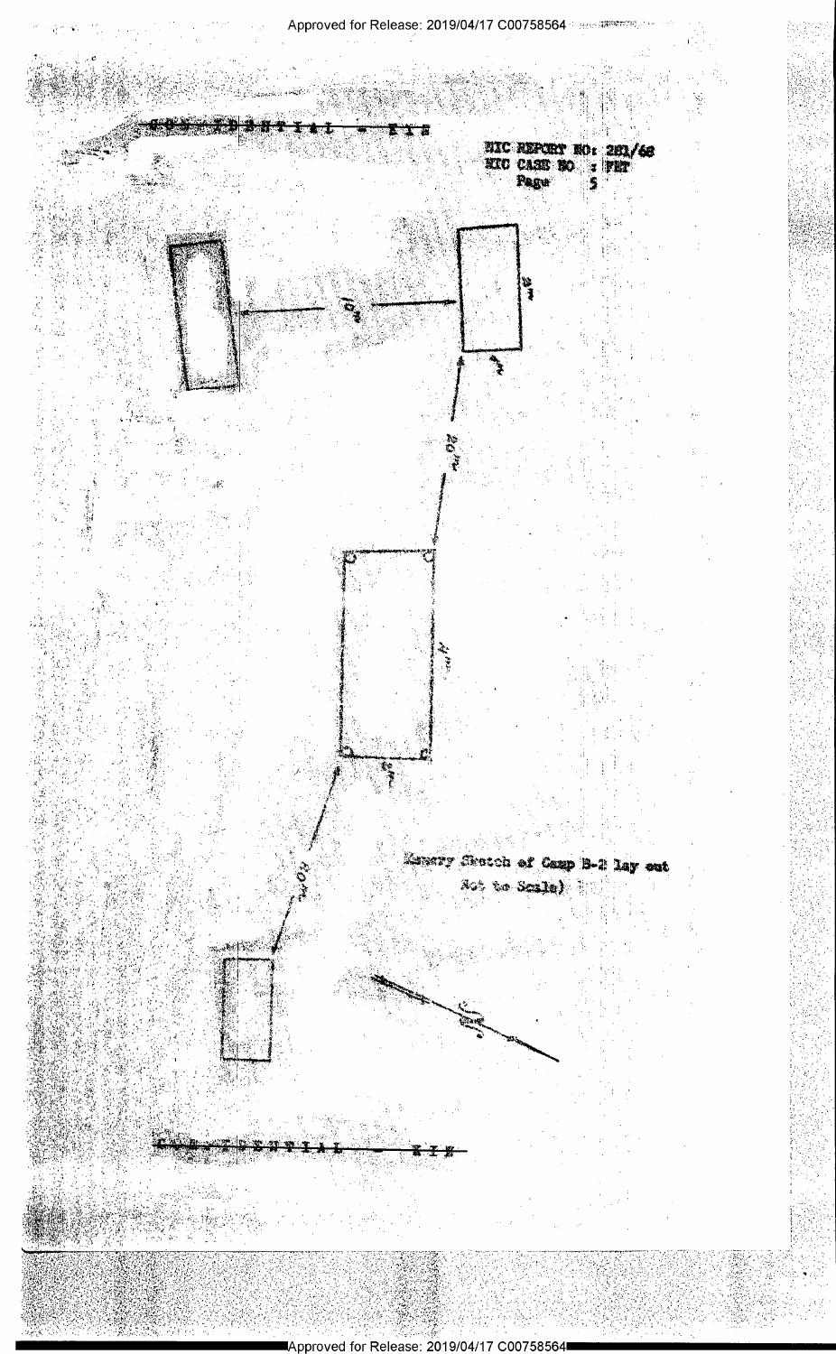CONFIDENTIAL - EIS

NIC REPORT NO: 281/68
NIC CASE NO : PET
Page 5

10m

3m

5m

20m

4m

4m

20m

Memory Sketch of Camp B-2 lay out
(Not to Scale)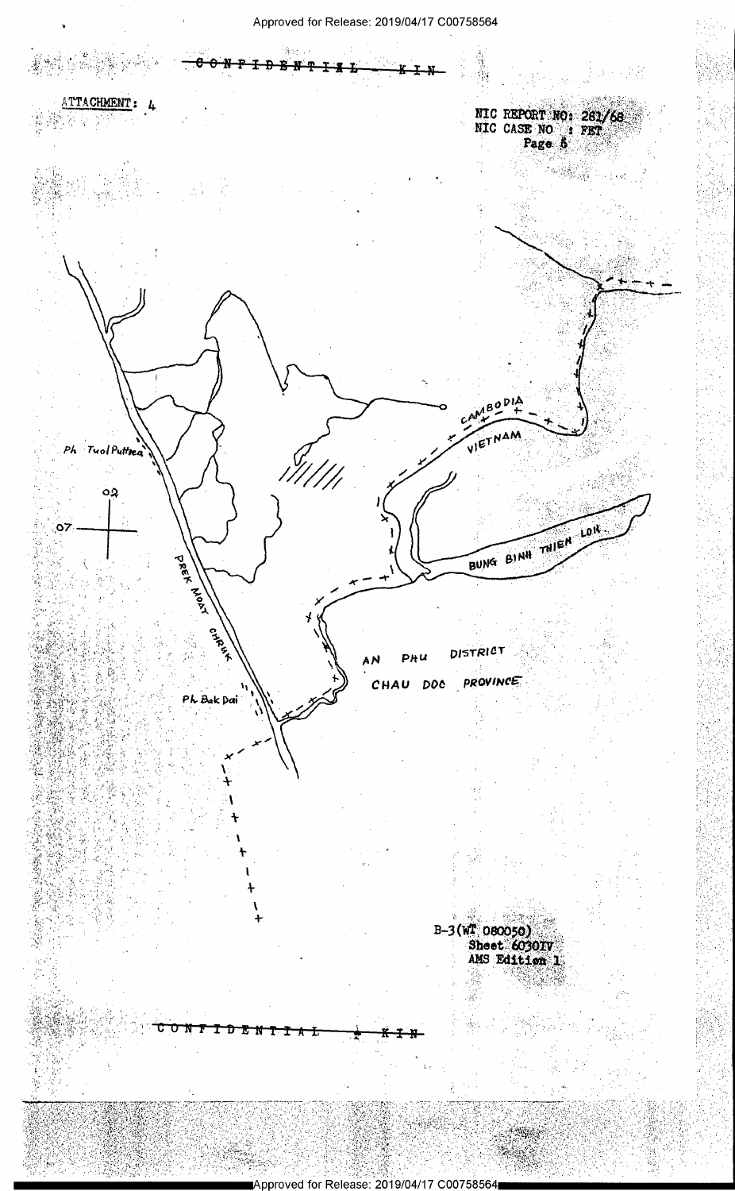CONFIDENTIAL - KIN

ATTACHMENT: 4

NIC REPORT NO: 261/68
NIC CASE NO : FET
Page 5

Ph Tuol Putthea

02

07

PREK MOAT CHRUK

CAMBODIA

VIETNAM

BUNG BINH THIEN LON

AN PHU DISTRICT

CHAU DOC PROVINCE

Ph Bak Dai

B-3(WT 080050)
Sheet 6030IV
AMS Edition 1

CONFIDENTIAL - KIN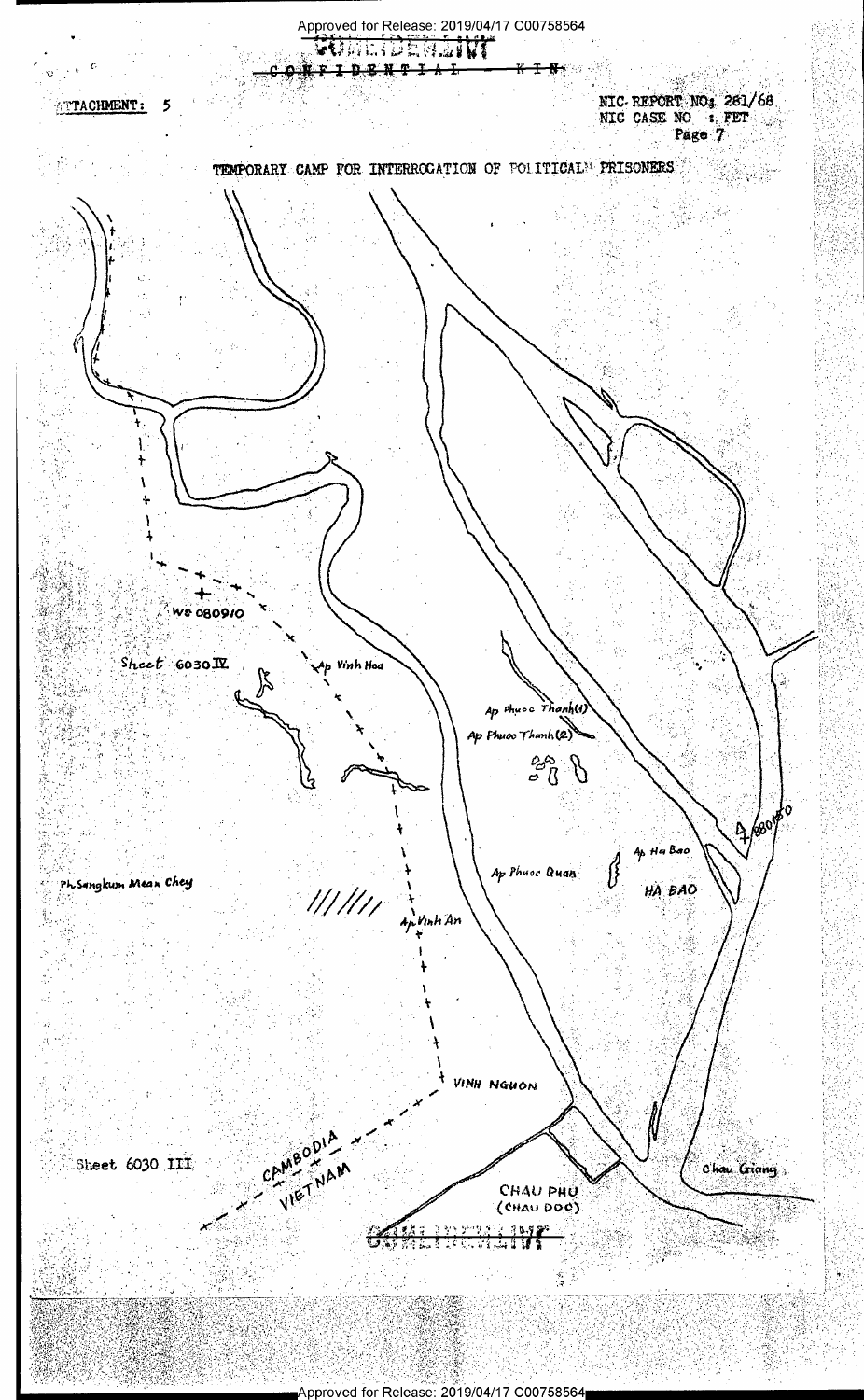CONFIDENTIAL

C O N F I D E N T I A L - K I N

ATTACHMENT: 5

NIC REPORT NO: 281/68
NIC CASE NO : FET
Page 7

# TEMPORARY CAMP FOR INTERROGATION OF POLITICAL PRISONERS

WS 080910

Sheet 6030 IV

Ap Vinh Hoa

Ap Phuoc Thanh(1)

Ap Phuoc Thanh(2)

880150

Ap Ha Bao

HA BAO

Ap Phuoc Quan

Ph. Sangkum Mean Chey

Ap Vinh An

VINH NGUON

Sheet 6030 III

CAMBODIA

VIETNAM

CHAU PHU
(CHAU DOC)

Chau Giang

CONFIDENTIAL